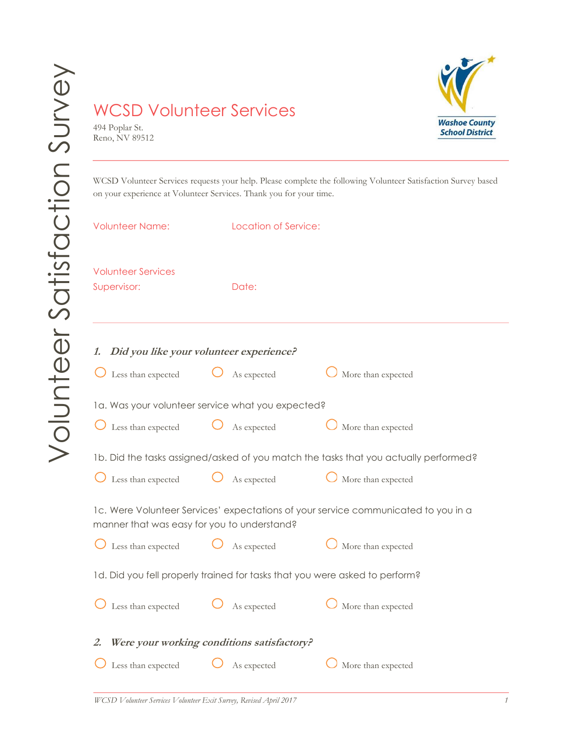# Volunteer Satisfaction Survey

## WCSD Volunteer Services

494 Poplar St.
Reno, NV 89512

Washoe County School District

WCSD Volunteer Services requests your help. Please complete the following Volunteer Satisfaction Survey based on your experience at Volunteer Services. Thank you for your time.

Volunteer Name: Location of Service:

Volunteer Services Supervisor: Date:

---

### 1. *Did you like your volunteer experience?*

- ○ Less than expected
- ○ As expected
- ○ More than expected

1a. Was your volunteer service what you expected?

- ○ Less than expected
- ○ As expected
- ○ More than expected

1b. Did the tasks assigned/asked of you match the tasks that you actually performed?

- ○ Less than expected
- ○ As expected
- ○ More than expected

1c. Were Volunteer Services' expectations of your service communicated to you in a manner that was easy for you to understand?

- ○ Less than expected
- ○ As expected
- ○ More than expected

1d. Did you fell properly trained for tasks that you were asked to perform?

- ○ Less than expected
- ○ As expected
- ○ More than expected

### 2. *Were your working conditions satisfactory?*

- ○ Less than expected
- ○ As expected
- ○ More than expected

*WCSD Volunteer Services Volunteer Exit Survey, Revised April 2017*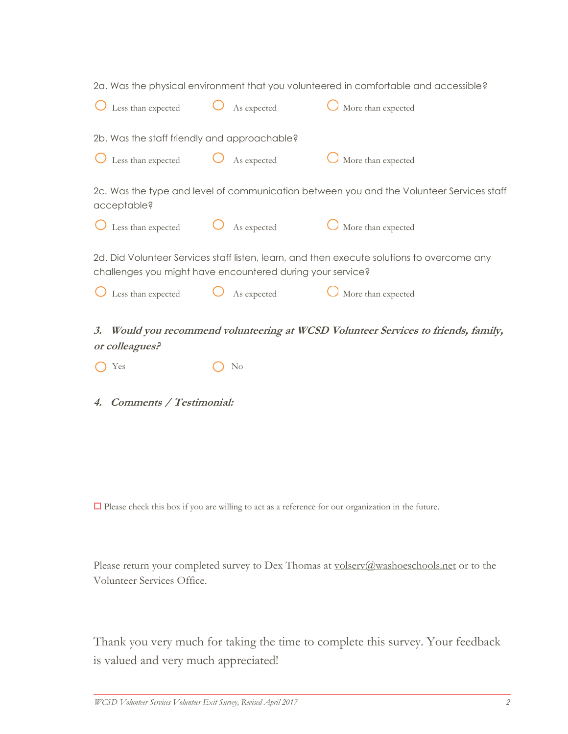2a. Was the physical environment that you volunteered in comfortable and accessible?

○ Less than expected ○ As expected ○ More than expected

2b. Was the staff friendly and approachable?

○ Less than expected ○ As expected ○ More than expected

2c. Was the type and level of communication between you and the Volunteer Services staff acceptable?

○ Less than expected ○ As expected ○ More than expected

2d. Did Volunteer Services staff listen, learn, and then execute solutions to overcome any challenges you might have encountered during your service?

○ Less than expected ○ As expected ○ More than expected

***3. Would you recommend volunteering at WCSD Volunteer Services to friends, family, or colleagues?***

○ Yes ○ No

***4. Comments / Testimonial:***

☐ Please check this box if you are willing to act as a reference for our organization in the future.

Please return your completed survey to Dex Thomas at volserv@washoeschools.net or to the Volunteer Services Office.

Thank you very much for taking the time to complete this survey. Your feedback is valued and very much appreciated!